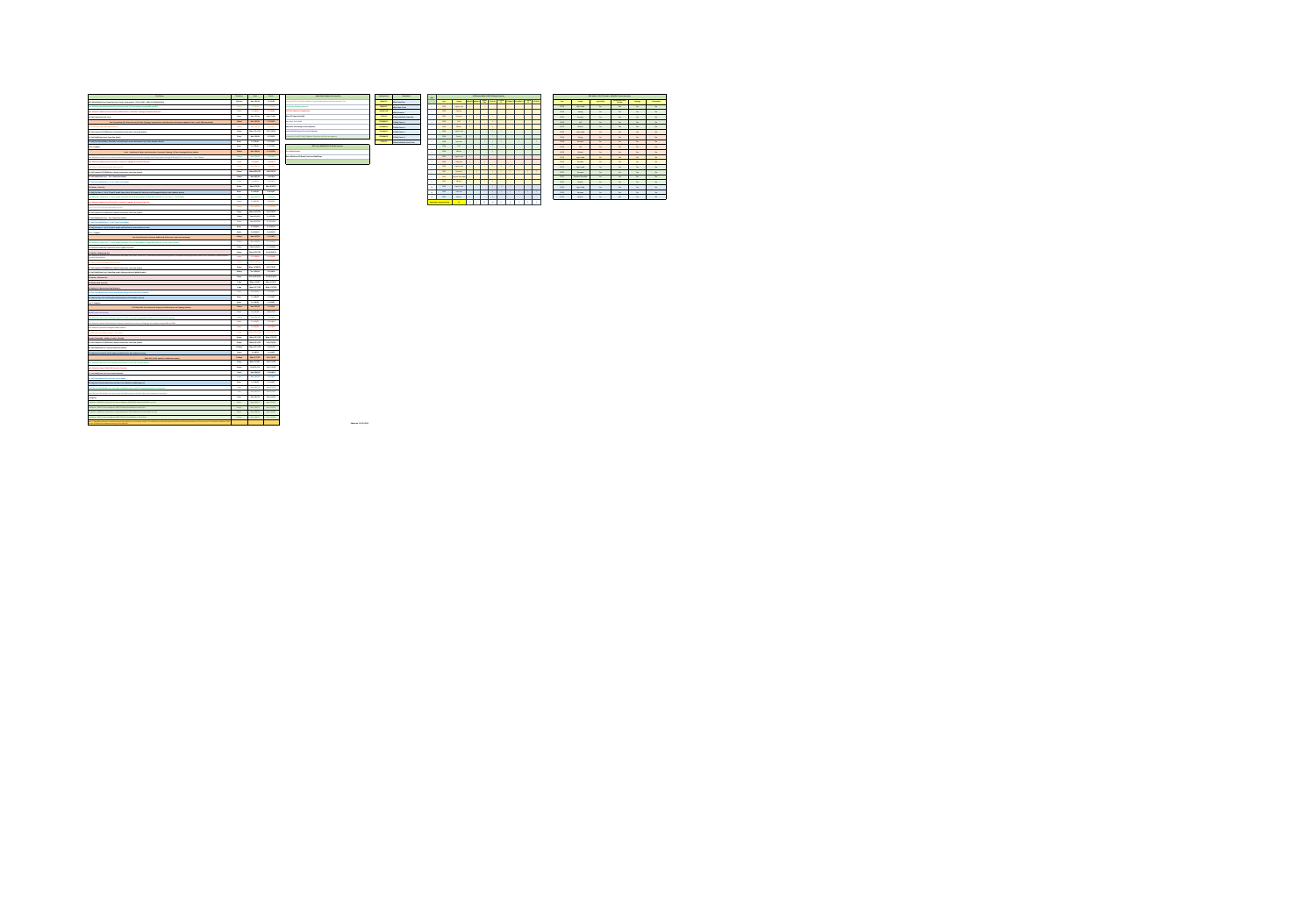| Model Build Schedule Color Identifier                                            |  |
|----------------------------------------------------------------------------------|--|
| Orange: SPP Staff Lock Down Model on Demand and Engineering Data Submission Tool |  |
| <b>Green: Data Submitters Review</b>                                             |  |
| <b>Red: Data Submitters Updates Due</b>                                          |  |
| <b>Black: SPP PowerFlow Build</b>                                                |  |
| <b>Blue: Short Circuit Build</b>                                                 |  |
| <b>Black Italic: SPP Posting or Pass Completion</b>                              |  |
| <b>Purple: MDAG Potential Face-to-Face Meeting</b>                               |  |
| Green Italic: Final SPP Staff / Member Conference Call Vote and Approval         |  |
|                                                                                  |  |
| 2022 Series MDAG/2023 ITP Model Selection                                        |  |
| <b>Red: MMWG Models</b>                                                          |  |
| Black: MDAG and ITP Models- Posted on GlobalScape                                |  |

| <b>Abbreviation</b> | <b>Description</b>                        | Ye             |
|---------------------|-------------------------------------------|----------------|
| <b>MDAG PF</b>      | <b>MDAG Powerflow</b>                     | <b>Defin</b>   |
| <b>MDAG SC</b>      | <b>MDAG Short Circuit</b>                 | $\mathbf{1}$   |
| <b>MDAG DYN</b>     | <b>MDAG Dynamics</b>                      | $\mathbf{1}$   |
| <b>ITP BR PF</b>    | <b>ITP Base Reliability Powerflow</b>     | 1              |
| <b>ITP MPM F1</b>   | <b>ITP MPM Future 1</b>                   | $\mathbf{1}$   |
| <b>ITP MPM F2</b>   | <b>ITP MPM Future 2</b>                   | 1              |
| <b>ITP MEM F1</b>   | <b>ITP MEM Future 1</b>                   | $\overline{c}$ |
| <b>ITP MEM F2</b>   | <b>ITP MEM Future 2</b>                   | $\overline{2}$ |
| <b>ITP BR SC</b>    | <b>ITP Base Reliability Short Circuit</b> | $\overline{2}$ |
|                     |                                           | ∍              |

| <b>Task Name</b>                                                                                                                                                                                                                      | <b>Duration</b> | <b>Start</b>      | <b>Finish</b>     |
|---------------------------------------------------------------------------------------------------------------------------------------------------------------------------------------------------------------------------------------|-----------------|-------------------|-------------------|
| 2022 MDAG Model Series (Powerflow, Short Circuit, Geomagnetic) - PSS/E v34.8.2 - MOD v11 (MOD-032 East)                                                                                                                               | 190 days        | Mon 7/12/21       | Fri 4/1/22        |
| Data Submitters provide Powerflow (PF) and Short Circuit (SC) data Updates through MOD and EDST                                                                                                                                       | 76 days         | Fri 3/26/21       | Fri 7/9/21        |
| Data Submitter Updates (Load, Generation, MOD Committ, Transaction, Topology & Sequence Data) Due                                                                                                                                     | 0 days          | Fri 7/9/21        | Fri 7/9/21        |
| SPP Staff send out kick-off email                                                                                                                                                                                                     | 0 days          | Mon 7/12/21       | Mon 7/12/21       |
| Pass 0: Powerflow (PF) & Short Circuit (SC) Data (Topology, Sequence Data, Initial Generator Retirements Updates, & Year 1 and 5 MOD committed)                                                                                       | 10 days         | Mon 7/12/21       | Fri 7/23/21       |
| Pass 0: SPP Staff Lock Down MOD and EDST                                                                                                                                                                                              | 10 days         | Mon 7/12/21       | Fri 7/23/21       |
| SPP Staff complies EDST/MOD data, initial dispatch information, and review projects                                                                                                                                                   | 5 days          | Mon 7/12/21       | Fri 7/16/21       |
| SPP Staff Build/Solve Pass 0 Powerflow Models                                                                                                                                                                                         | 5 days          | Mon 7/19/21       | Fri 7/23/21       |
| SPP Staff Post Pass 0 Models, DocuCode, and conflicting Generator Retirement List for Data Submitter Review                                                                                                                           | 0 days          | Fri 7/23/21       | Fri 7/23/21       |
| Pass 0 - Complete                                                                                                                                                                                                                     | 0 days          | Fri 7/23/21       | Fri 7/23/21       |
| Pass 1 - Coordinate & Submit Load, Generation, Transaction, Topology, SC Data, Geomagnetic Data Updates                                                                                                                               | 70 days         | Mon 7/26/21       | Fri 10/29/21      |
| Data Submitters review Pass 0 models and submit load, generation, transaction, topology and SC data updates through MOD and EDST for use in Pass 1 - Trial 1 Models                                                                   | 15 days         | Mon 7/26/21       | Fri 8/13/21       |
| Data Submitter Updates (Load, Generation, Transaction, Topology & Sequence Data) Due                                                                                                                                                  | 0 days          | Fri 8/13/21       | Fri 8/13/21       |
| Pass 1-Trial 1: SPP Staff Lock Down MOD and EDST                                                                                                                                                                                      | 20 days         | Mon 8/16/21       | Fri 9/10/21       |
| SPP Staff complies EDST/MOD data, dispatch information, and review projects                                                                                                                                                           | 5 days          | Mon 8/16/21       | Fri 8/20/21       |
| SPP Staff Build/Solve Pass 1 - Trial 1 Powerflow Models                                                                                                                                                                               | 15 days         | Mon 8/23/21       | Fri 9/10/21       |
| SPP Staff Review/Build Pass 1 - Trial 1 Short Circuit Models                                                                                                                                                                          | 5 days          | Fri 9/3/21        | Fri 9/10/21       |
| SPP Holiday - Labor Day                                                                                                                                                                                                               | 0 days          | Mon 9/6/21        | Mon 9/6/21        |
| SPP Staff Post Pass 1 - Trial 1 PF and SC models, Report Card, Retirement List, DocuCode, and Geomagnetic Data for Data Submitter Review                                                                                              | 0 days          | Fri 9/10/21       | Fri 9/10/21       |
| Data Submitters review Pass 1 - Trial 1 models and submit PF and SC data updates through MOD and EDST for use in Pass 1 - Trial 2 Models                                                                                              | 15 days         | Mon 9/13/21       | Fri 10/1/21       |
|                                                                                                                                                                                                                                       | 0 days          | Fri 10/1/21       | Fri 10/1/21       |
| Data Submitter Updates (Load, Generation, Transaction, Topology & Sequence Data) Due                                                                                                                                                  | 20 days         | Mon 10/4/21       | Fri 10/29/21      |
| Pass 1-Trial 2: SPP Staff Lock Down MOD and EDST                                                                                                                                                                                      |                 |                   |                   |
| SPP Staff complies EDST/MOD data, dispatch information, and review projects                                                                                                                                                           | 5 days          | Mon 10/4/21       | Fri 10/8/21       |
| SPP Staff Build/Solve Pass 1 - Trial 2 Powerflow Models                                                                                                                                                                               | 15 days         | Mon 10/11/21      | Fri 10/29/21      |
| SPP Staff Review/Build Pass 1 - Trial 2 Short Circuit Models                                                                                                                                                                          | 5 days          | Mon 10/25/21      | Fri 10/29/21      |
| SPP Staff Post Pass 1 - Trial 2 PF and SC models and DocuCode for Data Submitter Review                                                                                                                                               | 0 days          | Fri 10/29/21      | Fri 10/29/21      |
| Pass 1 - Complete                                                                                                                                                                                                                     | 0 days          | Fri 10/29/21      | Fri 10/29/21      |
| Pass 2 (Last Chance for Generator Additions & Retirements, Loads and Interchange)                                                                                                                                                     | 65 days         | Mon $11/1/21$     | Fri 1/28/22       |
| Data Submitters review Pass 1 - Trial 2 models and submit PF and SC data updates through MOD and EDST for use in Pass 2 Models                                                                                                        | 20 days         | Mon $11/1/21$     | Fri 11/26/21      |
| SPP incorporate 2020 AG1 Transmission Service updates into EDST                                                                                                                                                                       | 5 days          | Mon 11/22/21      | Fri 11/26/21      |
| SPP Holiday - Thanksgiving Day<br>Data Submitters provide Final Transmission Service Inputs (AG1) Data, review Pass 2 models/data submission through MOD, final update load and generation (Pmax, Pmin, retirement) reports/reconcile | 2 days          | Thu 11/25/21      | Fri 11/26/21      |
| transaction discrepancies                                                                                                                                                                                                             | 0 days          | Fri 11/26/21      | Fri 11/26/21      |
| SPP Staff for Pass 2 Lock Down MOD and EDST                                                                                                                                                                                           | 35 days         | Mon 11/29/21      | Fri 1/14/22       |
| SPP Staff complies EDST/MOD data, dispatch information, and review projects                                                                                                                                                           | 5 days          | Mon 11/29/21      | Fri 12/3/21       |
| SPP Staff Build/Solve Pass 2 Powerflow models (Merge with latest MMWG models)                                                                                                                                                         | 44 days         | Tue 11/30/21      | Fri 1/28/22       |
| SPP Holiday - Christmas Day                                                                                                                                                                                                           | 2 days          | Thu 12/23/21      | Fri 12/24/21      |
| <b>SPP Holiday -New Years Day</b>                                                                                                                                                                                                     | 1 day           | <b>Mon 1/3/22</b> | Mon 1/3/22        |
| SPP Holiday -Dr. Martin Luther King Birthday Jr.                                                                                                                                                                                      | 1 day           | Mon 1/17/22       | Mon 1/17/22       |
| SPP Staff Review/Build Pass 2 Short Circuit Models (Merge with latest SERC SC Models)                                                                                                                                                 | 7 days          | Thu 1/20/22       | Fri 1/28/22       |
| SPP Staff Post Pass 2 PF and SC models and DocuCode for Data Submitter Review                                                                                                                                                         | 0 days          | Fri 1/28/22       | Fri 1/28/22       |
| Pass 2 - Complete                                                                                                                                                                                                                     | 0 days          | Fri 1/28/22       | Fri 1/28/22       |
| PRE-FINAL PASS (Final Generation Dispatch, DocuCheck Issues and Topology Updates)                                                                                                                                                     | 25 days         | Mon 1/31/22       | Fri 3/4/22        |
| <b>MDAG Face-to-Face Meeting</b>                                                                                                                                                                                                      | 2 days          | Tue $2/1/22$      | <b>Wed 2/2/22</b> |
| Data Submitters Review Pass 2 Models; Submit PF and SC corrections through MOD and EDST for use in the Final Pass Models                                                                                                              | 15 days         | Mon 1/31/22       | Fri 2/18/22       |
| Data Submitters submit FINAL Generation Dispatch, DocuCheck Corrections and Topology data updates through MOD and EDST                                                                                                                | 0 days          | Fri 2/18/22       | Fri 2/18/22       |
| Data Submitters provide Geomagnetic Model Updates                                                                                                                                                                                     | 0 days          | Fri 2/18/22       | Fri 2/18/22       |
|                                                                                                                                                                                                                                       | 5 days          | Mon 2/21/22       | Fri 2/25/22       |
| SPP Staff Lock Down MOD and EDST - PRE- FINAL                                                                                                                                                                                         | 0 days          | Mon 2/21/22       | Mon 2/21/22       |
| Member/Stakeholder Holiday -President's Birthday                                                                                                                                                                                      | 5 days          | Mon 2/21/22       | Fri 2/25/22       |
| SPP Staff complies EDST/MOD data, dispatch information, and review projects                                                                                                                                                           | 10 days         | Mon 2/21/22       | Fri 3/4/22        |
| SPP Staff Build/Solve Pre- Final Pass Powerflow Models                                                                                                                                                                                |                 |                   |                   |
| SPP Staff Post Pre-Final PF and SC models and DocuCode for Data Submitter Review                                                                                                                                                      | 0 days          | Fri 3/4/22        | Fri 3/4/22        |
| <b>FINAL PASS (IDEV Updates for Model Corrections)</b>                                                                                                                                                                                | 10 days         | Mon 3/7/22        | Fri $3/18/22$     |
| Data Submitters Review Pre-Final Models; Submit IDEV for use in the Final Pass Models                                                                                                                                                 | 5 days          | Mon 3/7/22        | Fri 3/11/22       |
| Data Submitters submit FINAL IDEV for use in final pass                                                                                                                                                                               | 0 days          | Fri 3/11/22       | Fri 3/11/22       |
| SPP Staff Build/Solve Final Pass Powerflow Models                                                                                                                                                                                     | 5 days          | Mon 3/14/22       | Fri 3/18/22       |
| <b>SPP Staff Review/Build Final Pass Short Circuit Models</b>                                                                                                                                                                         | 5 days          | Mon 3/14/22       | Fri 3/18/22       |
| SPP Staff Post Final Pass PowerFlow and Short Circuit Models for MDAG Approval                                                                                                                                                        | 0 days          | Fri 3/18/22       | Fri 3/18/22       |
| MDAG Review 2022 MDAG Series Powerflow and TWG Review for 2023 ITP Powerflow Models for Finalization                                                                                                                                  | 1 day           | Mon 3/21/22       | Mon 3/21/22       |
| MDAG Review 2022 MDAG Series Short Circuit and TWG Review for 2023 ITP Short Circuit Models for Finalization                                                                                                                          | 1 day           | Mon 3/21/22       | Mon 3/21/22       |
| Contingency                                                                                                                                                                                                                           | 0 days          | Mon 3/21/22       | Mon 3/21/22       |
| Finalization - MDAG Net Conference to Vote and Approve 2022 MDAG Powerflow Models as Final                                                                                                                                            | 0 days          | Mon 3/28/22       | Mon 3/28/22       |
| Finalization - TWG to Vote and Approve 2023 ITP Powerflow Models as Initial-Final                                                                                                                                                     | 0 days          | Mon 3/28/22       | Mon 3/28/22       |
| Finalization - MDAG Net Conference to Vote and Approve 2022 MDAG Short Circuit Models as Final                                                                                                                                        | O days          | Mon 3/28/22       | Mon 3/28/22       |
| Finalization - TWG to Vote and Approve 2023 ITP Short Circuit Models as Initial-Final                                                                                                                                                 | 0 days          | Mon 3/28/22       | Mon 3/28/22       |
| Note: Friday data submission is allowed through the end of day the following Sunday. This schedule was jointly developed by SPP as the Planning Coordinator (PC) and each of its Transmission Planners (TPs)                          |                 |                   |                   |

|      |                   |                |                 |                           |                  | 2022 Series MDAG / 2023 ITP Model Selection |                |                              |                |                   |
|------|-------------------|----------------|-----------------|---------------------------|------------------|---------------------------------------------|----------------|------------------------------|----------------|-------------------|
| Year | Season            |                | MDAG PF MDAG SC | <b>MDAG</b><br><b>DYN</b> | <b>ITP BR PF</b> | <b>ITP MPM</b><br>F1                        |                | <b>ITP MPM F2 ITP MEM F1</b> | F <sub>2</sub> | ITP MEM TTP BR SC |
| 2023 | <b>Light Load</b> |                |                 |                           |                  |                                             |                |                              |                |                   |
| 2023 | Spring            | $\mathbf{1}$   |                 |                           |                  |                                             |                |                              |                |                   |
| 2023 | Summer            | $\mathbf{1}$   |                 |                           |                  |                                             |                |                              |                |                   |
| 2023 | Fall              | $\mathbf{1}$   |                 |                           |                  |                                             |                |                              |                |                   |
| 2023 | Winter            | $\mathbf{1}$   |                 |                           |                  |                                             |                |                              |                |                   |
| 2024 | Light Load        | $\mathbf{1}$   |                 |                           |                  |                                             |                |                              |                |                   |
| 2024 | Spring            | $\overline{1}$ |                 |                           |                  |                                             |                |                              |                |                   |
| 2024 | Summer            | $\mathbf{1}$   |                 | $\overline{1}$            |                  |                                             |                |                              |                | $\mathbf{1}$      |
| 2024 | Fall              |                |                 |                           |                  |                                             |                |                              |                |                   |
| 2024 | Winter            | $\mathbf{1}$   |                 |                           |                  |                                             |                |                              |                |                   |
| 2025 | Light Load        | $\mathbf{1}$   |                 |                           |                  |                                             |                |                              |                |                   |
| 2025 | Summer            | $\mathbf{1}$   |                 | $\mathbf{1}$              |                  |                                             |                |                              |                |                   |
| 2027 | Light Load        | $\mathbf{1}$   |                 | $\mathbf{1}$              |                  |                                             | $\overline{1}$ |                              |                |                   |
| 2027 | Summer            |                |                 |                           |                  |                                             | $\overline{1}$ |                              |                |                   |
| 2027 | Summer Shoulder   | $\mathbf{1}$   |                 |                           |                  |                                             |                |                              |                |                   |
| 2027 | Winter            | $\mathbf{1}$   |                 | $\overline{1}$            | $\overline{1}$   |                                             |                |                              |                |                   |
| 2032 | Light Load        |                |                 |                           |                  |                                             | $\overline{1}$ |                              |                |                   |
| 2032 | Summer            | $\mathbf{1}$   |                 | $\overline{1}$            |                  |                                             | $\overline{1}$ | $\overline{1}$               | $\mathbf{1}$   | $\overline{1}$    |
| 2032 | Winter            | $\mathbf{1}$   |                 |                           |                  |                                             |                |                              |                |                   |
|      |                   |                |                 |                           |                  |                                             |                |                              |                |                   |

*and the SPP Model Development Working Group (MDAG).* **Edited on 11/19/2021**



| uration | <b>Start</b>  | <b>Finish</b> | Model Build Schedule Color Identifier                                            | Abbreviation      | <b>Description</b>                        | Year       | 2022 Series MDAG / 2023 ITP Model Selection |                |    |                 |                           |                  |                             |  |                              |                                        |  |
|---------|---------------|---------------|----------------------------------------------------------------------------------|-------------------|-------------------------------------------|------------|---------------------------------------------|----------------|----|-----------------|---------------------------|------------------|-----------------------------|--|------------------------------|----------------------------------------|--|
| 90 days | Mon 7/12/21   | Fri 4/1/22    | Orange: SPP Staff Lock Down Model on Demand and Engineering Data Submission Tool | <b>MDAG PF</b>    | MDAG Powerflow                            | Definition | Year                                        | Season         |    | MDAG PF MDAG SC | <b>MDAG</b><br><b>DYN</b> | <b>ITP BR PF</b> | <b>ITP MPM</b><br><b>F1</b> |  | <b>ITP MPM F2 ITP MEM F1</b> | <b>THE THEM</b> THE BR SC<br><b>F2</b> |  |
|         | Fri 3/26/21   | Fri 7/9/21    | <b>Green: Data Submitters Review</b>                                             | <b>MDAG SC</b>    | MDAG Short Circuit                        |            | 2023                                        | Light Load     |    |                 |                           |                  |                             |  |                              |                                        |  |
|         | Fri 7/9/21    | Fri 7/9/21    | <b>Red: Data Submitters Updates Due</b>                                          | <b>MDAG DYN</b>   | MDAG Dynamics                             |            | 2023                                        | Spring         |    |                 |                           |                  |                             |  |                              |                                        |  |
|         | Mon 7/12/21   | Mon 7/12/21   | <b>Black: SPP PowerFlow Build</b>                                                | <b>ITP BR PF</b>  | <b>ITP Base Reliability Powerflow</b>     |            | 2023                                        | Summer         |    |                 |                           |                  |                             |  |                              |                                        |  |
|         | Mon $7/12/21$ | Fri 7/23/21   | <b>Blue: Short Circuit Build</b>                                                 | <b>ITP MPM F1</b> | <b>ITP MPM Future 1</b>                   |            | 2023                                        | Fall           |    |                 |                           |                  |                             |  |                              |                                        |  |
|         | Mon 7/12/21   | Fri 7/23/21   | <b>Black Italic: SPP Posting or Pass Completion</b>                              | <b>ITP MPM F2</b> | <b>ITP MPM Future 2</b>                   |            | 2023                                        | Winter         |    |                 |                           |                  |                             |  |                              |                                        |  |
|         | Mon 7/12/21   | Fri 7/16/21   | <b>Purple: MDAG Potential Face-to-Face Meeting</b>                               | <b>ITP MEM F1</b> | <b>ITP MEM Future 1</b>                   |            | 2024                                        | Light Load     |    |                 |                           |                  |                             |  |                              |                                        |  |
|         | Mon 7/19/21   | Fri 7/23/21   | Green Italic: Final SPP Staff / Member Conference Call Vote and Approval         | <b>ITP MEM F2</b> | <b>ITP MEM Future 2</b>                   |            | 2024                                        | Spring         |    |                 |                           |                  |                             |  |                              |                                        |  |
|         | Fri 7/23/21   | Fri 7/23/21   |                                                                                  | <b>ITP BR SC</b>  | <b>THE Base Reliability Short Circuit</b> |            | 2024                                        | Summer         |    |                 |                           |                  |                             |  |                              |                                        |  |
|         | Fri 7/23/21   | Fri 7/23/21   | 2022 Series MDAG/2023 ITP Model Selection                                        |                   |                                           |            | 2024                                        | Fall           |    |                 |                           |                  |                             |  |                              |                                        |  |
|         | Mon 7/26/21   | Fri 10/29/21  | <b>Red: MMWG Models</b>                                                          |                   |                                           |            | 2024                                        | Winter         |    |                 |                           |                  |                             |  |                              |                                        |  |
|         | Mon 7/26/21   | Fri 8/13/21   | Black: MDAG and ITP Models- Posted on GlobalScape                                |                   |                                           |            | 2025                                        | Light Load     |    |                 |                           |                  |                             |  |                              |                                        |  |
|         | Fri 8/13/21   | Fri 8/13/21   |                                                                                  |                   |                                           |            | 2025                                        | Summer         |    |                 |                           |                  |                             |  |                              |                                        |  |
|         | Mon 8/16/21   | Fri 9/10/21   |                                                                                  |                   |                                           |            | 2027                                        | Light Load     |    |                 |                           |                  |                             |  |                              |                                        |  |
|         | Mon 8/16/21   | Fri 8/20/21   |                                                                                  |                   |                                           |            | 2027                                        | Summer         |    |                 |                           |                  |                             |  |                              |                                        |  |
|         | Mon 8/23/21   | Fri 9/10/21   |                                                                                  |                   |                                           |            | 2027                                        | Summer Shoulde |    |                 |                           |                  |                             |  |                              |                                        |  |
|         | Fri 9/3/21    | Fri 9/10/21   |                                                                                  |                   |                                           |            | 2027                                        | Winter         |    |                 |                           |                  |                             |  |                              |                                        |  |
|         | Mon 9/6/21    | Mon 9/6/21    |                                                                                  |                   |                                           | 10         | 2032                                        | Light Load     |    |                 |                           |                  |                             |  |                              |                                        |  |
|         | Fri 9/10/21   | Fri 9/10/21   |                                                                                  |                   |                                           | 10         | 2032                                        | Summer         |    |                 |                           |                  |                             |  |                              |                                        |  |
|         | Mon 9/13/21   | Fri 10/1/21   |                                                                                  |                   |                                           | 10         | 2032                                        | Winter         |    |                 |                           |                  |                             |  |                              |                                        |  |
|         | Fri 10/1/21   | Fri 10/1/21   |                                                                                  |                   |                                           |            | <b>Stakeholder Reviewed Total</b>           | 62             | 17 |                 | 11                        | 14               |                             |  |                              |                                        |  |
|         |               |               |                                                                                  |                   |                                           |            |                                             |                |    |                 |                           |                  |                             |  |                              |                                        |  |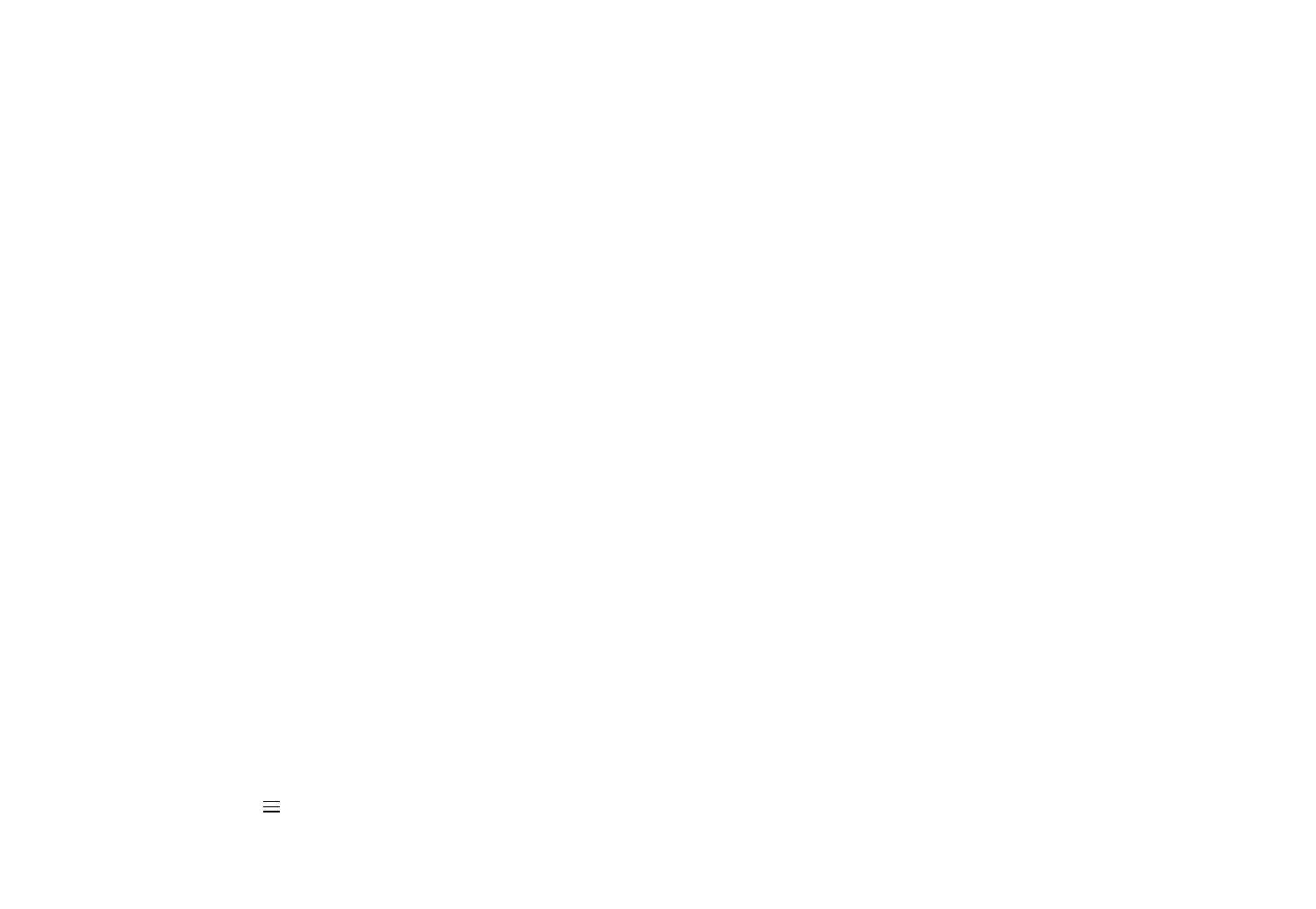<u> 1999 - Andrew Marian, Amerikaansk politiker (</u> <u> 1970 - Andrea Stationer, fransk politiker (</u>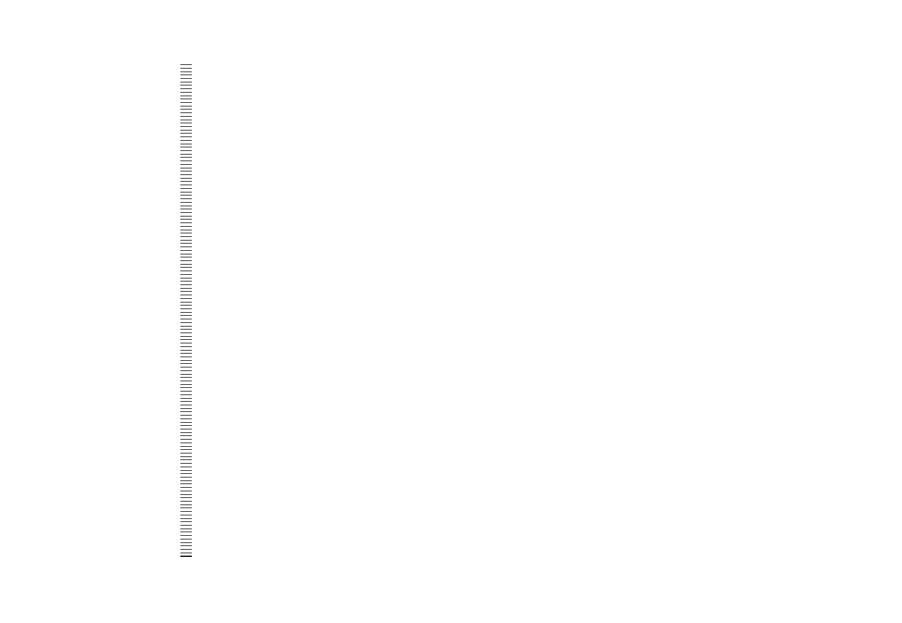$\overline{\phantom{a}}$  and  $\overline{\phantom{a}}$  and  $\overline{\phantom{a}}$ <u> a componente de la propia de la propia de la propia de la propia de la propia de la propia de la propia de la</u>  $\overline{\phantom{a}}$  and  $\overline{\phantom{a}}$  and  $\overline{\phantom{a}}$  $\overline{\phantom{a}}$  and  $\overline{\phantom{a}}$  and  $\overline{\phantom{a}}$  $\overline{\phantom{a}}$  and  $\overline{\phantom{a}}$  and  $\overline{\phantom{a}}$  $\overline{\phantom{a}}$  and  $\overline{\phantom{a}}$  and  $\overline{\phantom{a}}$ <u> a componente de la propia de la propia de la propia de la propia de la propia de la propia de la propia de la</u>  $\overline{\phantom{a}}$  and  $\overline{\phantom{a}}$  and  $\overline{\phantom{a}}$  $\overline{\phantom{a}}$  and  $\overline{\phantom{a}}$  and  $\overline{\phantom{a}}$  $\overline{\phantom{a}}$  and  $\overline{\phantom{a}}$  and  $\overline{\phantom{a}}$  $\overline{\phantom{a}}$  and  $\overline{\phantom{a}}$  and  $\overline{\phantom{a}}$  $\overline{\phantom{a}}$  and  $\overline{\phantom{a}}$  and  $\overline{\phantom{a}}$  $\overline{\phantom{a}}$  and  $\overline{\phantom{a}}$  and  $\overline{\phantom{a}}$ <u> a shekara ta 1999 a shekara ta 1999 a shekara ta 1999 a shekara ta 1999 a shekara ta 1999 a shekara ta 1999 a </u>  $\overline{\phantom{a}}$  and  $\overline{\phantom{a}}$  and  $\overline{\phantom{a}}$  $\overline{\phantom{a}}$  and  $\overline{\phantom{a}}$  and  $\overline{\phantom{a}}$  and  $\overline{\phantom{a}}$  $\overline{\phantom{a}}$  and  $\overline{\phantom{a}}$  and  $\overline{\phantom{a}}$ <u> a componente de la propincia de la propincia de la propincia de la propincia de la propincia de la propincia </u>  $\overline{\phantom{a}}$  and  $\overline{\phantom{a}}$  and  $\overline{\phantom{a}}$ <u> The Communication of the Communication of the Communication of the Communication of the Communication of the Communication of the Communication of the Communication of the Communication of the Communication of the Commun</u>  $\overline{\phantom{a}}$  and  $\overline{\phantom{a}}$  and  $\overline{\phantom{a}}$ <u> 1970 - Andrea Stationer, fransk politiker (</u>  $\overline{\phantom{a}}$  and  $\overline{\phantom{a}}$  and  $\overline{\phantom{a}}$  $\overline{\phantom{a}}$  and  $\overline{\phantom{a}}$  and  $\overline{\phantom{a}}$  and  $\overline{\phantom{a}}$ <u> The Communication of the Communication of the Communication of the Communication of the Communication of the Communication of the Communication of the Communication of the Communication of the Communication of the Commun</u>  $\overline{\phantom{a}}$  and  $\overline{\phantom{a}}$  and  $\overline{\phantom{a}}$  $\overline{\phantom{a}}$  and  $\overline{\phantom{a}}$  and  $\overline{\phantom{a}}$  and  $\overline{\phantom{a}}$  $\overline{\phantom{a}}$  and  $\overline{\phantom{a}}$  and  $\overline{\phantom{a}}$  $\overline{\phantom{a}}$  and  $\overline{\phantom{a}}$  and  $\overline{\phantom{a}}$  $\overline{\phantom{a}}$  and  $\overline{\phantom{a}}$  and  $\overline{\phantom{a}}$  $\overline{\phantom{a}}$  and  $\overline{\phantom{a}}$  and  $\overline{\phantom{a}}$  $\overline{\phantom{a}}$  and  $\overline{\phantom{a}}$  and  $\overline{\phantom{a}}$  $\overline{\phantom{a}}$  and  $\overline{\phantom{a}}$  and  $\overline{\phantom{a}}$  $\overline{\phantom{a}}$  and  $\overline{\phantom{a}}$  and  $\overline{\phantom{a}}$ <u> a shekara ta 1999 a shekara ta 1999 a shekara ta 1999 a shekara ta 1999 a shekara ta 1999 a shekara ta 1999 a </u>  $\overline{\phantom{a}}$  and  $\overline{\phantom{a}}$  and  $\overline{\phantom{a}}$  and  $\overline{\phantom{a}}$ <u> a shekara ta 1999 a shekara ta 1999 a shekara ta 1999 a shekara ta 1999 a shekara ta 1999 a shekara ta 1999 a shekara ta 1999 a shekara ta 1999 a shekara ta 1999 a shekara ta 1999 a shekara ta 1999 a shekara ta 1999 a sh</u> <u> a shekara ta 1999 a shekara ta 1999 a shekara ta 1999 a shekara ta 1999 a shekara ta 1999 a shekara ta 1999 a </u> <u> 1989 - Andrea Station Barnett, fransk politiker (</u>  $\overline{\phantom{a}}$  and  $\overline{\phantom{a}}$  and  $\overline{\phantom{a}}$  and  $\overline{\phantom{a}}$  $\overline{\phantom{a}}$  and  $\overline{\phantom{a}}$  and  $\overline{\phantom{a}}$  and  $\overline{\phantom{a}}$  $\overline{\phantom{a}}$  and  $\overline{\phantom{a}}$  and  $\overline{\phantom{a}}$ <u> a shekara ta 1999 a shekara ta 1999 a shekara ta 1999 a shekara ta 1999 a shekara ta 1999 a shekara ta 1999 a shekara ta 1999 a shekara ta 1999 a shekara ta 1999 a shekara ta 1999 a shekara ta 1999 a shekara ta 1999 a sh</u>  $\overline{\phantom{a}}$  and  $\overline{\phantom{a}}$  and  $\overline{\phantom{a}}$  and  $\overline{\phantom{a}}$  $\overline{\phantom{a}}$  and  $\overline{\phantom{a}}$  and  $\overline{\phantom{a}}$  and  $\overline{\phantom{a}}$  $\overline{\phantom{a}}$  and  $\overline{\phantom{a}}$  and  $\overline{\phantom{a}}$ <u> 1989 - Andrea Stationer, s</u>  $\overline{\phantom{a}}$  and  $\overline{\phantom{a}}$  and  $\overline{\phantom{a}}$ <u> 1970 - Andrea Stationer, fransk politiker (</u>  $\overline{\phantom{a}}$  and  $\overline{\phantom{a}}$  and  $\overline{\phantom{a}}$  and  $\overline{\phantom{a}}$  $\overline{\phantom{a}}$  and  $\overline{\phantom{a}}$  and  $\overline{\phantom{a}}$  $\overline{\phantom{a}}$  and  $\overline{\phantom{a}}$  and  $\overline{\phantom{a}}$  and  $\overline{\phantom{a}}$  $\overline{\phantom{a}}$  and  $\overline{\phantom{a}}$  and  $\overline{\phantom{a}}$  $\overline{\phantom{a}}$  and  $\overline{\phantom{a}}$  and  $\overline{\phantom{a}}$  and  $\overline{\phantom{a}}$ <u> 1970 - Andrew Maria Barat (</u>  $\overline{\phantom{a}}$  and  $\overline{\phantom{a}}$  and  $\overline{\phantom{a}}$  $\overline{\phantom{a}}$  and  $\overline{\phantom{a}}$  and  $\overline{\phantom{a}}$  and  $\overline{\phantom{a}}$  $\overline{\phantom{a}}$  and  $\overline{\phantom{a}}$  and  $\overline{\phantom{a}}$  $\overline{\phantom{a}}$  and  $\overline{\phantom{a}}$  and  $\overline{\phantom{a}}$ <u> a component de la propincia de la propincia de la propincia de la propincia de la propincia de la propincia d</u> <u> a shekara ta 1999 a shekara ta 1999 a shekara ta 1999 a shekara ta 1999 a shekara ta 1999 a shekara ta 1999 a </u>  $\overline{\phantom{a}}$  and  $\overline{\phantom{a}}$  and  $\overline{\phantom{a}}$ <u> a componente de la propia de la propia de la propia de la propia de la propia de la propia de la propia de la</u> <u> a component de la propincia de la propincia de la propincia de la propincia de la propincia de la propincia d</u> <u> a shekara ta 1999 a shekara ta 1999 a shekara ta 1999 a shekara ta 1999 a shekara ta 1999 a shekara ta 1999 a </u>  $\overline{\phantom{a}}$  and  $\overline{\phantom{a}}$  and  $\overline{\phantom{a}}$  $\overline{\phantom{a}}$  and  $\overline{\phantom{a}}$  and  $\overline{\phantom{a}}$ <u> a component de la propincia de la propincia de la propincia de la propincia de la propincia de la propincia d</u> <u> a component de la propincia de la propincia de la propincia de la propincia de la propincia de la propincia d</u> <u> a shekara ta 1999 a shekara ta 1999 a shekara ta 1999 a shekara ta 1999 a shekara ta 1999 a shekara ta 1999 a </u>  $\overline{\phantom{a}}$  and  $\overline{\phantom{a}}$  and  $\overline{\phantom{a}}$  $\overline{\phantom{a}}$  and  $\overline{\phantom{a}}$  and  $\overline{\phantom{a}}$ <u> a component de la propincia de la propincia de la propincia de la propincia de la propincia de la propincia d</u>  $\overline{\phantom{a}}$  and  $\overline{\phantom{a}}$  and  $\overline{\phantom{a}}$  $\overline{\phantom{a}}$  and  $\overline{\phantom{a}}$  and  $\overline{\phantom{a}}$  $\overline{\phantom{a}}$  and  $\overline{\phantom{a}}$  and  $\overline{\phantom{a}}$  $\overline{\phantom{a}}$  and  $\overline{\phantom{a}}$  and  $\overline{\phantom{a}}$  $\overline{\phantom{a}}$  and  $\overline{\phantom{a}}$  and  $\overline{\phantom{a}}$  $\overline{\phantom{a}}$  and  $\overline{\phantom{a}}$  and  $\overline{\phantom{a}}$  $\overline{\phantom{a}}$  and  $\overline{\phantom{a}}$  and  $\overline{\phantom{a}}$  and  $\overline{\phantom{a}}$ <u> a shekara ta 1999 a shekara ta 1999 a shekara ta 1999 a shekara ta 1999 a shekara ta 1999 a shekara ta 1999 a shekara ta 1999 a shekara ta 1999 a shekara ta 1999 a shekara ta 1999 a shekara ta 1999 a shekara ta 1999 a sh</u> <u> 1999 - Andrea Stationer, s</u>  $\overline{\phantom{a}}$  and  $\overline{\phantom{a}}$  and  $\overline{\phantom{a}}$  $\overline{\phantom{a}}$  and  $\overline{\phantom{a}}$  and  $\overline{\phantom{a}}$  $\overline{\phantom{a}}$  and  $\overline{\phantom{a}}$  and  $\overline{\phantom{a}}$  $\overline{\phantom{a}}$  and  $\overline{\phantom{a}}$  and  $\overline{\phantom{a}}$  and  $\overline{\phantom{a}}$  $\overline{\phantom{a}}$  and  $\overline{\phantom{a}}$  and  $\overline{\phantom{a}}$  $\overline{\phantom{a}}$  and  $\overline{\phantom{a}}$  and  $\overline{\phantom{a}}$  $\overline{\phantom{a}}$  and  $\overline{\phantom{a}}$  and  $\overline{\phantom{a}}$ <u> 1989 - Andrea Station Barnett, fransk politiker (</u>  $\overline{\phantom{a}}$  and  $\overline{\phantom{a}}$  and  $\overline{\phantom{a}}$  $\overline{\phantom{a}}$  and  $\overline{\phantom{a}}$  and  $\overline{\phantom{a}}$  $\overline{\phantom{a}}$  and  $\overline{\phantom{a}}$  and  $\overline{\phantom{a}}$  $\overline{\phantom{a}}$  and  $\overline{\phantom{a}}$  and  $\overline{\phantom{a}}$  $\overline{\phantom{a}}$  and  $\overline{\phantom{a}}$  and  $\overline{\phantom{a}}$  $\overline{\phantom{a}}$  and  $\overline{\phantom{a}}$  and  $\overline{\phantom{a}}$ <u> a shekara ta 1999 a shekara ta 1999 a shekara ta 1999 a shekara ta 1999 a shekara ta 1999 a shekara ta 1999 a </u>  $\overline{\phantom{a}}$  and  $\overline{\phantom{a}}$  and  $\overline{\phantom{a}}$  and  $\overline{\phantom{a}}$  $\overline{\phantom{a}}$  and  $\overline{\phantom{a}}$  and  $\overline{\phantom{a}}$ <u> a shekara ta 1999 a shekara ta 1999 a shekara ta 1999 a shekara ta 1999 a shekara ta 1999 a shekara ta 1999 a </u> <u> a shekara ta 1999 a shekara ta 1999 a shekara ta 1999 a shekara ta 1999 a shekara ta 1999 a shekara ta 1999 a </u>  $\overline{\phantom{a}}$  and  $\overline{\phantom{a}}$  and  $\overline{\phantom{a}}$  $\overline{\phantom{a}}$  and  $\overline{\phantom{a}}$  and  $\overline{\phantom{a}}$  and  $\overline{\phantom{a}}$  $\overline{\phantom{a}}$  and  $\overline{\phantom{a}}$  and  $\overline{\phantom{a}}$  and  $\overline{\phantom{a}}$  $\overline{\phantom{a}}$  and  $\overline{\phantom{a}}$  and  $\overline{\phantom{a}}$  $\overline{\phantom{a}}$  and  $\overline{\phantom{a}}$  and  $\overline{\phantom{a}}$ <u> 1970 - Andrea Stationer, fransk politiker (</u> <u> 1970 - Andrea Albert III, politik politik (</u> <u> 1999 - Andrea Station Barbara (</u>